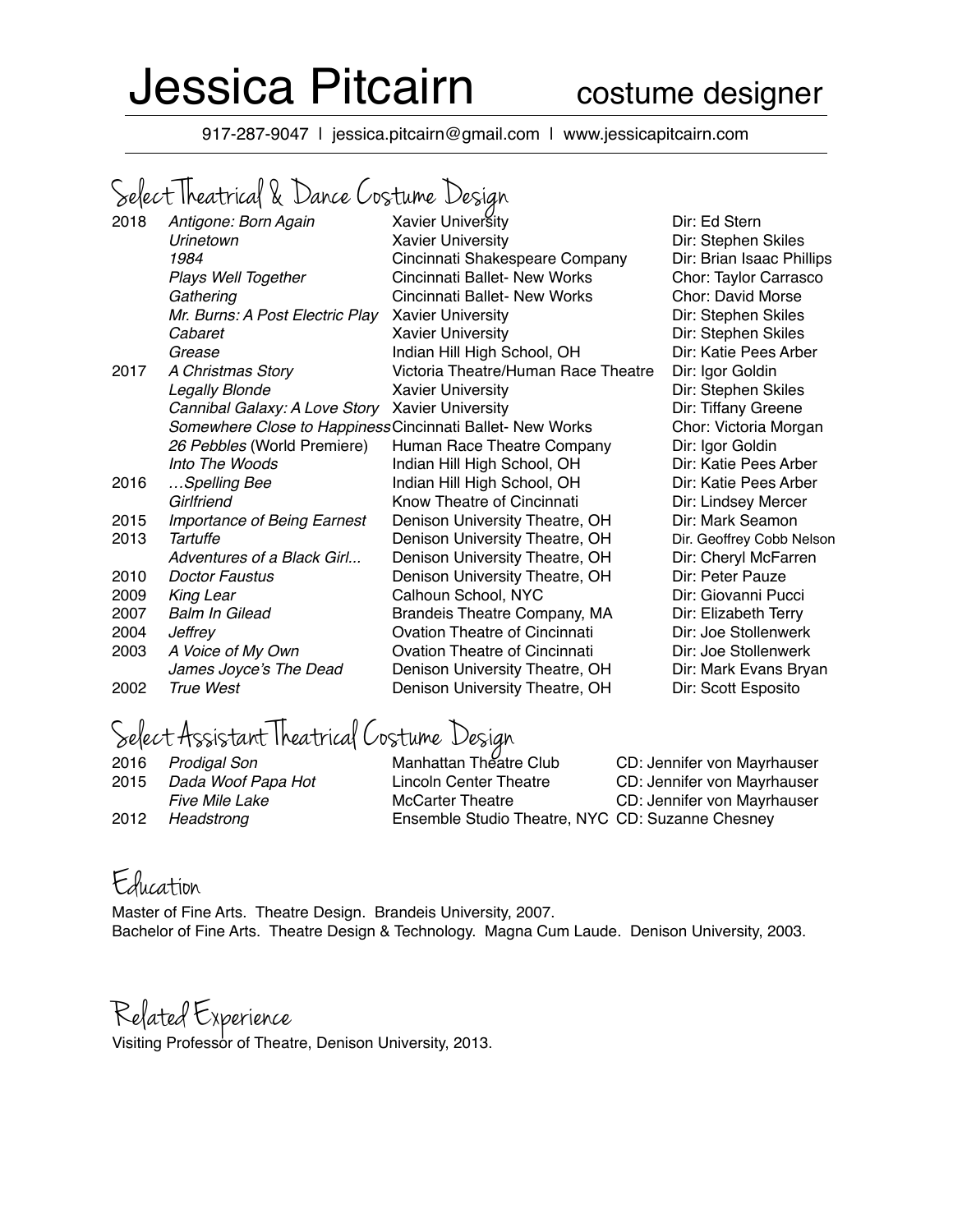# Jessica Pitcairn costume designer

917-287-9047 l jessica.pitcairn@gmail.com l www.jessicapitcairn.com

## Select Theatrical & Dance Costume Design

| | | | |
|---|---|---|---|
| 2018 | *Antigone: Born Again* | Xavier University | Dir: Ed Stern |
| | *Urinetown* | Xavier University | Dir: Stephen Skiles |
| | *1984* | Cincinnati Shakespeare Company | Dir: Brian Isaac Phillips |
| | *Plays Well Together* | Cincinnati Ballet- New Works | Chor: Taylor Carrasco |
| | *Gathering* | Cincinnati Ballet- New Works | Chor: David Morse |
| | *Mr. Burns: A Post Electric Play* | Xavier University | Dir: Stephen Skiles |
| | *Cabaret* | Xavier University | Dir: Stephen Skiles |
| | *Grease* | Indian Hill High School, OH | Dir: Katie Pees Arber |
| 2017 | *A Christmas Story* | Victoria Theatre/Human Race Theatre | Dir: Igor Goldin |
| | *Legally Blonde* | Xavier University | Dir: Stephen Skiles |
| | *Cannibal Galaxy: A Love Story* | Xavier University | Dir: Tiffany Greene |
| | *Somewhere Close to Happiness* | Cincinnati Ballet- New Works | Chor: Victoria Morgan |
| | *26 Pebbles* (World Premiere) | Human Race Theatre Company | Dir: Igor Goldin |
| | *Into The Woods* | Indian Hill High School, OH | Dir: Katie Pees Arber |
| 2016 | *…Spelling Bee* | Indian Hill High School, OH | Dir: Katie Pees Arber |
| | *Girlfriend* | Know Theatre of Cincinnati | Dir: Lindsey Mercer |
| 2015 | *Importance of Being Earnest* | Denison University Theatre, OH | Dir: Mark Seamon |
| 2013 | *Tartuffe* | Denison University Theatre, OH | Dir. Geoffrey Cobb Nelson |
| | *Adventures of a Black Girl...* | Denison University Theatre, OH | Dir: Cheryl McFarren |
| 2010 | *Doctor Faustus* | Denison University Theatre, OH | Dir: Peter Pauze |
| 2009 | *King Lear* | Calhoun School, NYC | Dir: Giovanni Pucci |
| 2007 | *Balm In Gilead* | Brandeis Theatre Company, MA | Dir: Elizabeth Terry |
| 2004 | *Jeffrey* | Ovation Theatre of Cincinnati | Dir: Joe Stollenwerk |
| 2003 | *A Voice of My Own* | Ovation Theatre of Cincinnati | Dir: Joe Stollenwerk |
| | *James Joyce's The Dead* | Denison University Theatre, OH | Dir: Mark Evans Bryan |
| 2002 | *True West* | Denison University Theatre, OH | Dir: Scott Esposito |

## Select Assistant Theatrical Costume Design

| | | | |
|---|---|---|---|
| 2016 | *Prodigal Son* | Manhattan Theatre Club | CD: Jennifer von Mayrhauser |
| 2015 | *Dada Woof Papa Hot* | Lincoln Center Theatre | CD: Jennifer von Mayrhauser |
| | *Five Mile Lake* | McCarter Theatre | CD: Jennifer von Mayrhauser |
| 2012 | *Headstrong* | Ensemble Studio Theatre, NYC | CD: Suzanne Chesney |

## Education

Master of Fine Arts. Theatre Design. Brandeis University, 2007.
Bachelor of Fine Arts. Theatre Design & Technology. Magna Cum Laude. Denison University, 2003.

## Related Experience

Visiting Professor of Theatre, Denison University, 2013.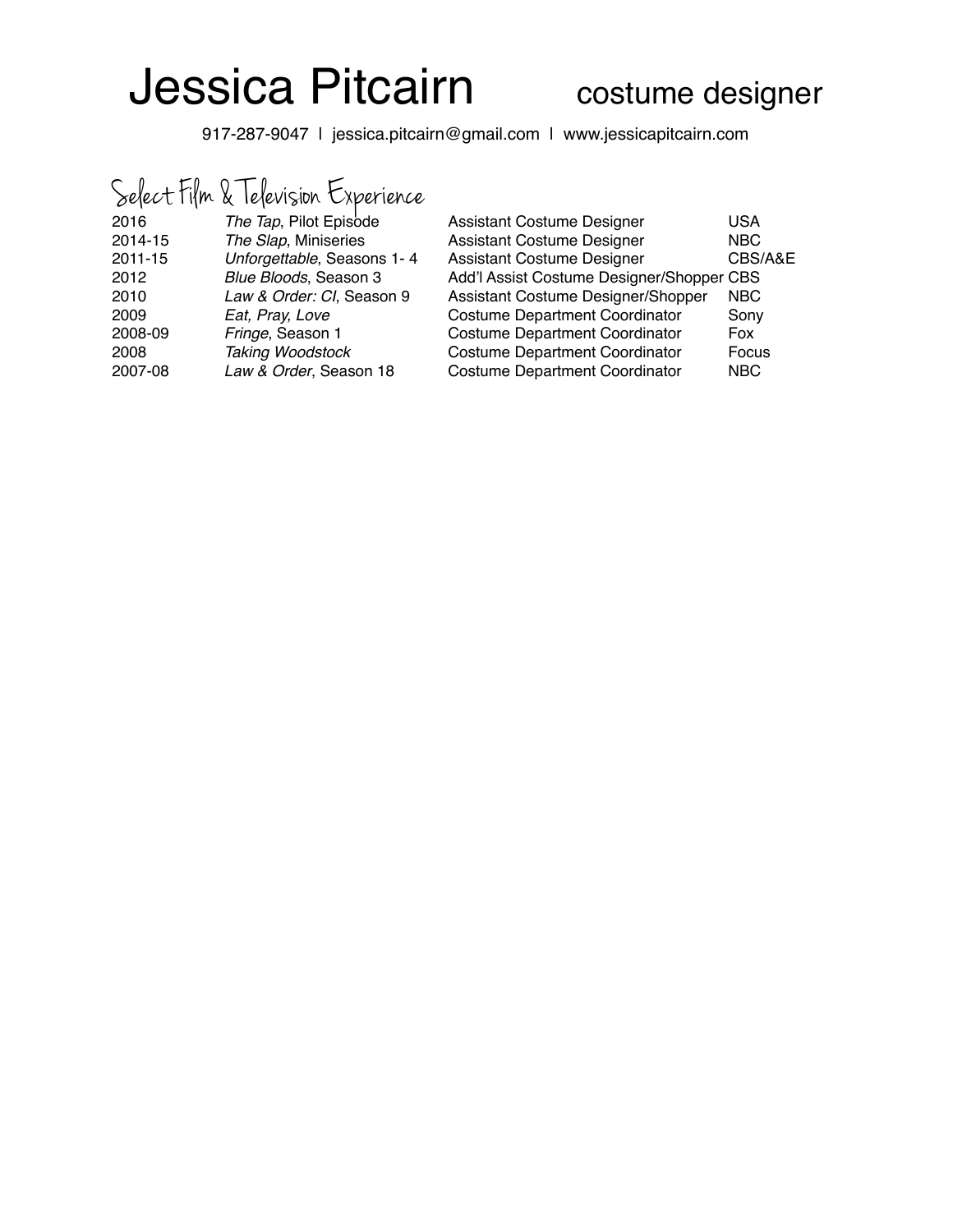# Jessica Pitcairn costume designer

917-287-9047 l jessica.pitcairn@gmail.com l www.jessicapitcairn.com

## Select Film & Television Experience

| | | | |
|---|---|---|---|
| 2016 | *The Tap*, Pilot Episode | Assistant Costume Designer | USA |
| 2014-15 | *The Slap*, Miniseries | Assistant Costume Designer | NBC |
| 2011-15 | *Unforgettable*, Seasons 1- 4 | Assistant Costume Designer | CBS/A&E |
| 2012 | *Blue Bloods*, Season 3 | Add'l Assist Costume Designer/Shopper | CBS |
| 2010 | *Law & Order: CI*, Season 9 | Assistant Costume Designer/Shopper | NBC |
| 2009 | *Eat, Pray, Love* | Costume Department Coordinator | Sony |
| 2008-09 | *Fringe*, Season 1 | Costume Department Coordinator | Fox |
| 2008 | *Taking Woodstock* | Costume Department Coordinator | Focus |
| 2007-08 | *Law & Order*, Season 18 | Costume Department Coordinator | NBC |